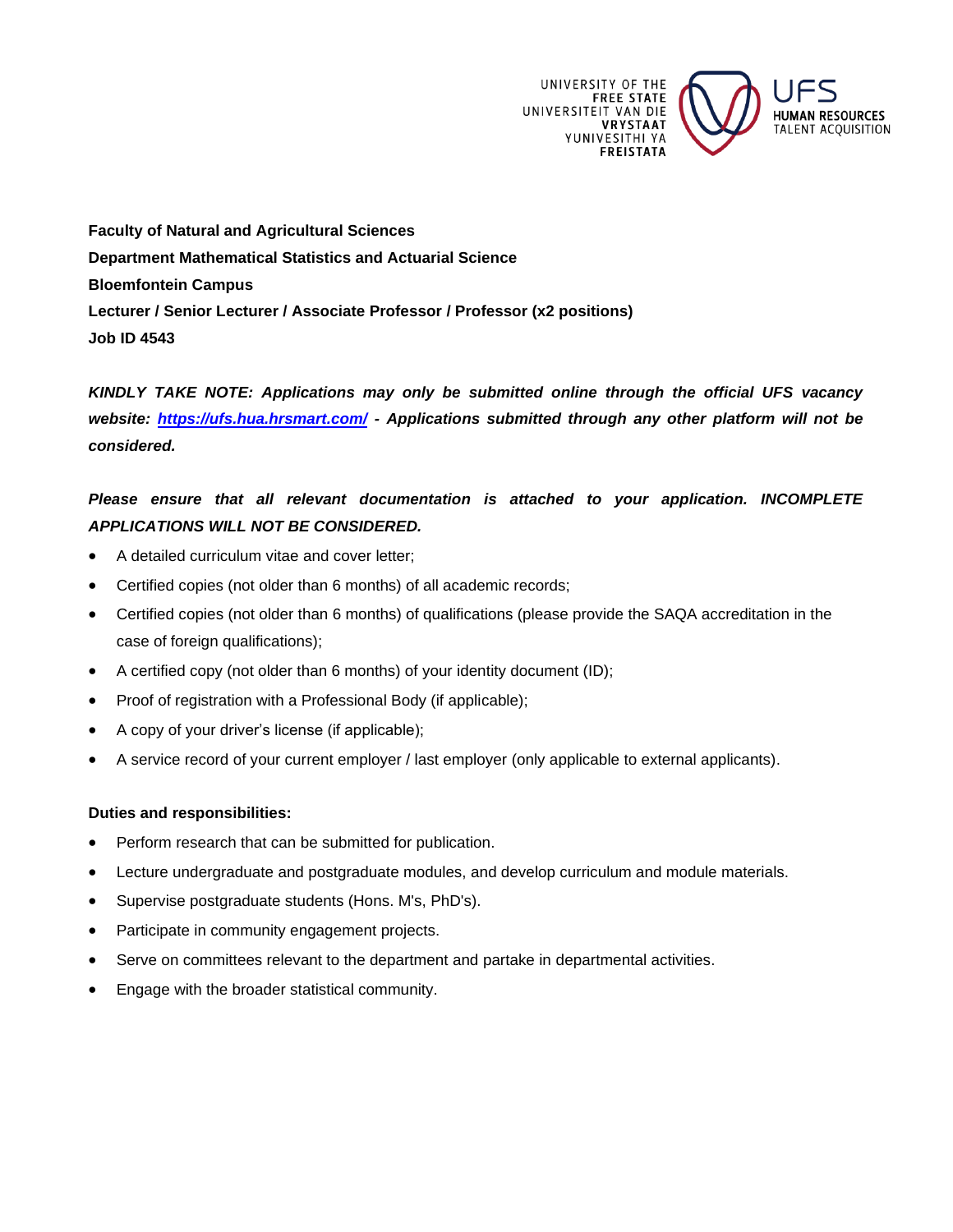**Faculty of Natural and Agricultural Sciences**

**Department Mathematical Statistics and Actuarial Science**

**Bloemfontein Campus**

**Lecturer / Senior Lecturer / Associate Professor / Professor (x2 positions)**

**Job ID 4543**

***KINDLY TAKE NOTE: Applications may only be submitted online through the official UFS vacancy website: [https://ufs.hua.hrsmart.com/](https://ufs.hua.hrsmart.com/) - Applications submitted through any other platform will not be considered.***

***Please ensure that all relevant documentation is attached to your application. INCOMPLETE APPLICATIONS WILL NOT BE CONSIDERED.***

- A detailed curriculum vitae and cover letter;
- Certified copies (not older than 6 months) of all academic records;
- Certified copies (not older than 6 months) of qualifications (please provide the SAQA accreditation in the case of foreign qualifications);
- A certified copy (not older than 6 months) of your identity document (ID);
- Proof of registration with a Professional Body (if applicable);
- A copy of your driver's license (if applicable);
- A service record of your current employer / last employer (only applicable to external applicants).

**Duties and responsibilities:**

- Perform research that can be submitted for publication.
- Lecture undergraduate and postgraduate modules, and develop curriculum and module materials.
- Supervise postgraduate students (Hons. M's, PhD's).
- Participate in community engagement projects.
- Serve on committees relevant to the department and partake in departmental activities.
- Engage with the broader statistical community.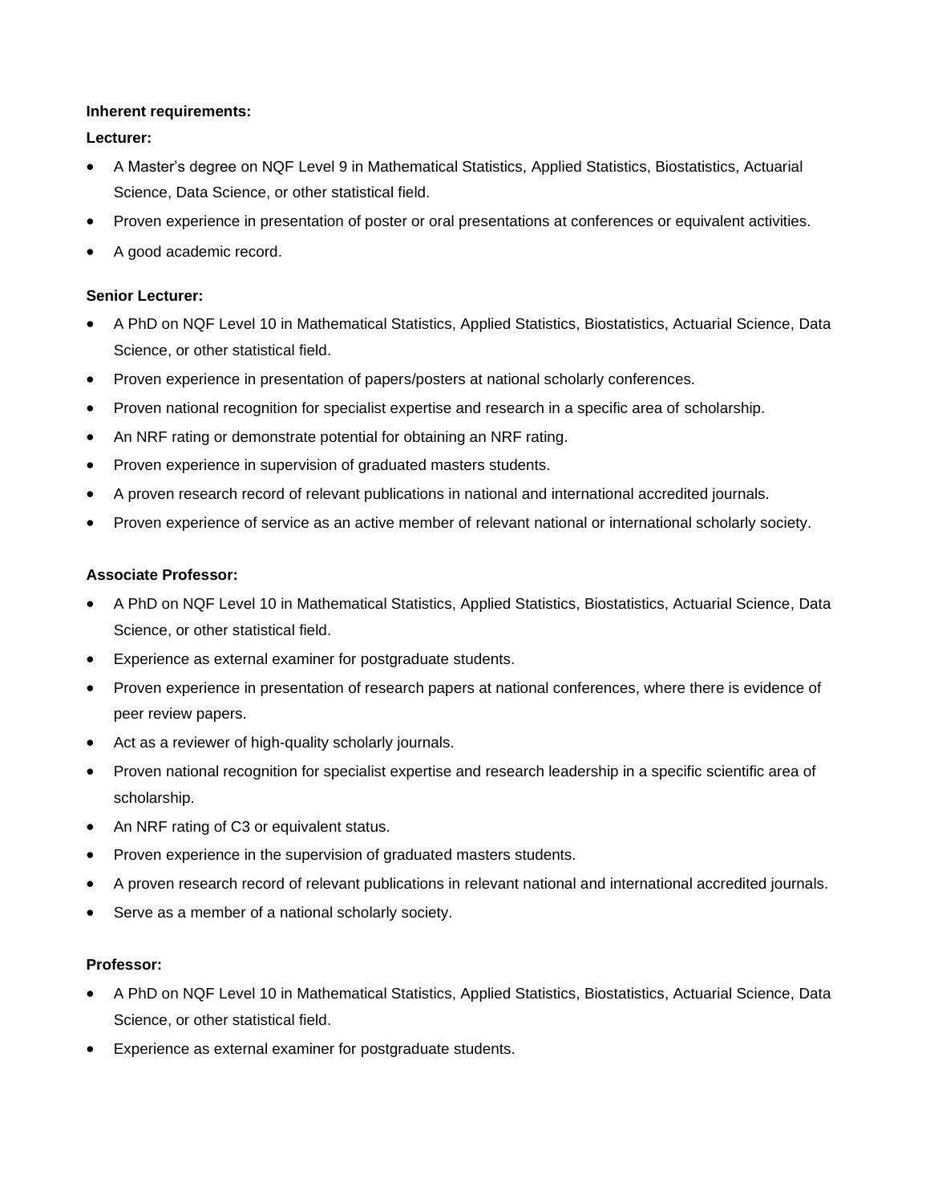**Inherent requirements:**

**Lecturer:**

- A Master's degree on NQF Level 9 in Mathematical Statistics, Applied Statistics, Biostatistics, Actuarial Science, Data Science, or other statistical field.
- Proven experience in presentation of poster or oral presentations at conferences or equivalent activities.
- A good academic record.

**Senior Lecturer:**

- A PhD on NQF Level 10 in Mathematical Statistics, Applied Statistics, Biostatistics, Actuarial Science, Data Science, or other statistical field.
- Proven experience in presentation of papers/posters at national scholarly conferences.
- Proven national recognition for specialist expertise and research in a specific area of scholarship.
- An NRF rating or demonstrate potential for obtaining an NRF rating.
- Proven experience in supervision of graduated masters students.
- A proven research record of relevant publications in national and international accredited journals.
- Proven experience of service as an active member of relevant national or international scholarly society.

**Associate Professor:**

- A PhD on NQF Level 10 in Mathematical Statistics, Applied Statistics, Biostatistics, Actuarial Science, Data Science, or other statistical field.
- Experience as external examiner for postgraduate students.
- Proven experience in presentation of research papers at national conferences, where there is evidence of peer review papers.
- Act as a reviewer of high-quality scholarly journals.
- Proven national recognition for specialist expertise and research leadership in a specific scientific area of scholarship.
- An NRF rating of C3 or equivalent status.
- Proven experience in the supervision of graduated masters students.
- A proven research record of relevant publications in relevant national and international accredited journals.
- Serve as a member of a national scholarly society.

**Professor:**

- A PhD on NQF Level 10 in Mathematical Statistics, Applied Statistics, Biostatistics, Actuarial Science, Data Science, or other statistical field.
- Experience as external examiner for postgraduate students.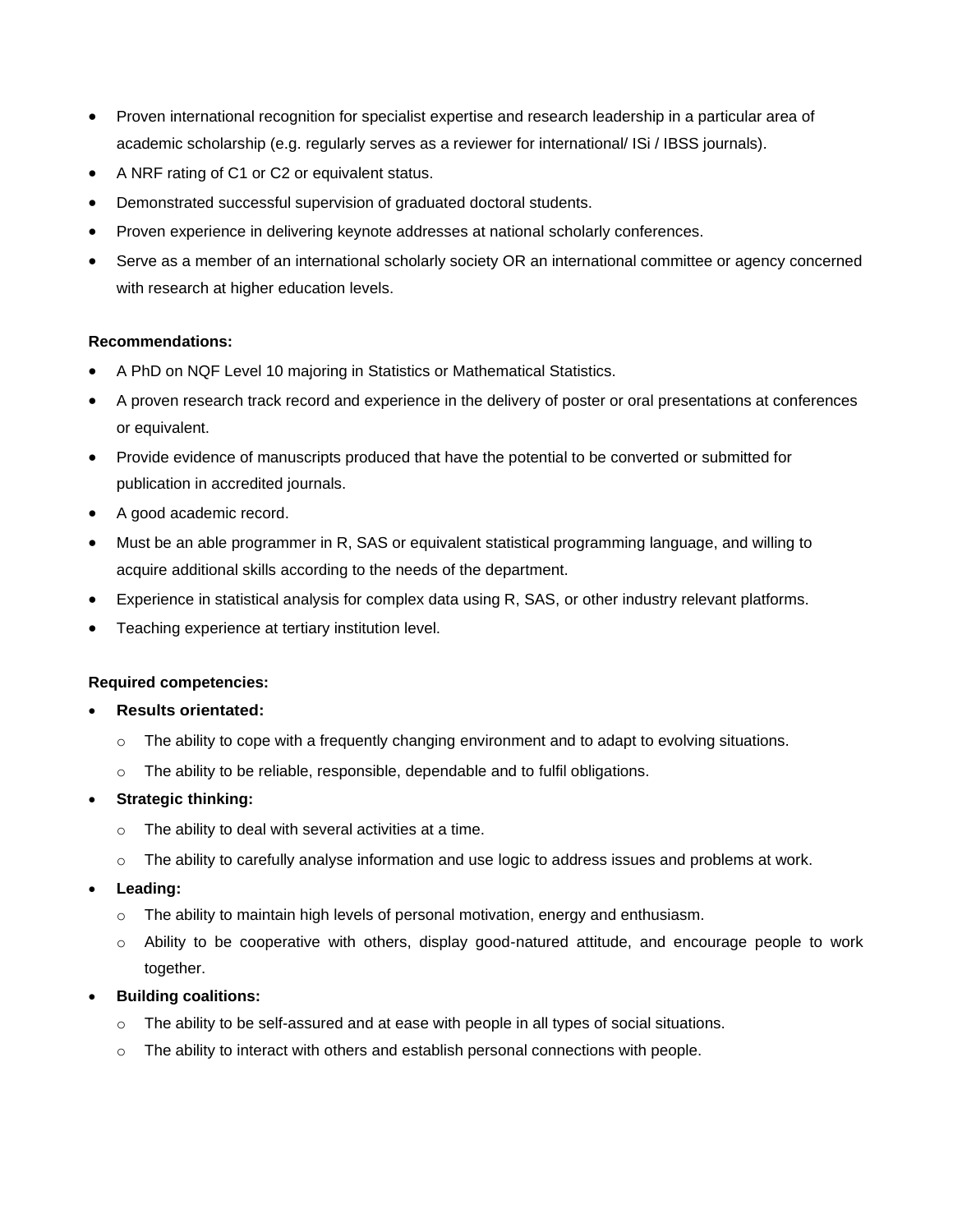- Proven international recognition for specialist expertise and research leadership in a particular area of academic scholarship (e.g. regularly serves as a reviewer for international/ ISi / IBSS journals).
- A NRF rating of C1 or C2 or equivalent status.
- Demonstrated successful supervision of graduated doctoral students.
- Proven experience in delivering keynote addresses at national scholarly conferences.
- Serve as a member of an international scholarly society OR an international committee or agency concerned with research at higher education levels.

**Recommendations:**

- A PhD on NQF Level 10 majoring in Statistics or Mathematical Statistics.
- A proven research track record and experience in the delivery of poster or oral presentations at conferences or equivalent.
- Provide evidence of manuscripts produced that have the potential to be converted or submitted for publication in accredited journals.
- A good academic record.
- Must be an able programmer in R, SAS or equivalent statistical programming language, and willing to acquire additional skills according to the needs of the department.
- Experience in statistical analysis for complex data using R, SAS, or other industry relevant platforms.
- Teaching experience at tertiary institution level.

**Required competencies:**

- **Results orientated:**
  - The ability to cope with a frequently changing environment and to adapt to evolving situations.
  - The ability to be reliable, responsible, dependable and to fulfil obligations.
- **Strategic thinking:**
  - The ability to deal with several activities at a time.
  - The ability to carefully analyse information and use logic to address issues and problems at work.
- **Leading:**
  - The ability to maintain high levels of personal motivation, energy and enthusiasm.
  - Ability to be cooperative with others, display good-natured attitude, and encourage people to work together.
- **Building coalitions:**
  - The ability to be self-assured and at ease with people in all types of social situations.
  - The ability to interact with others and establish personal connections with people.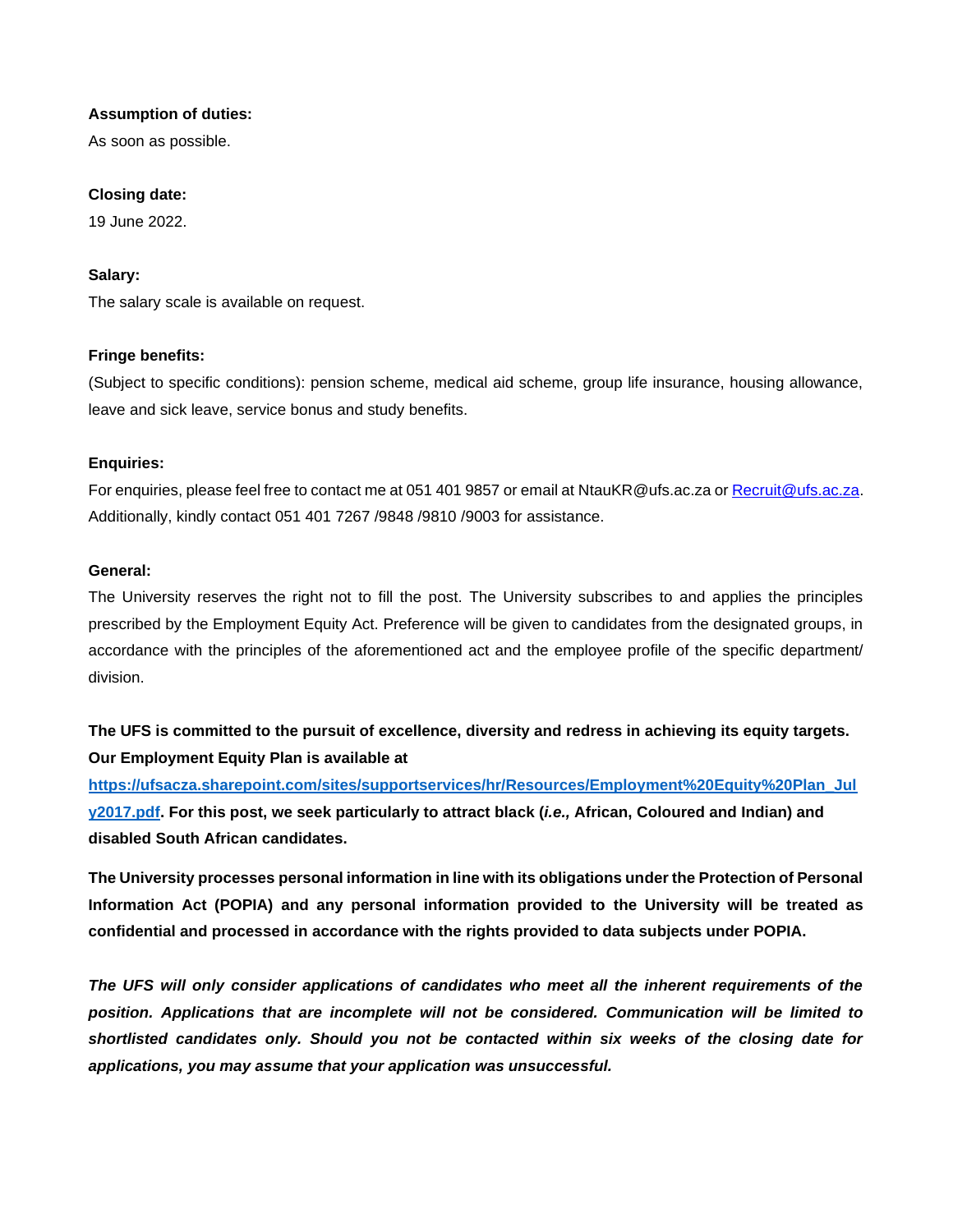**Assumption of duties:**

As soon as possible.

**Closing date:**

19 June 2022.

**Salary:**

The salary scale is available on request.

**Fringe benefits:**

(Subject to specific conditions): pension scheme, medical aid scheme, group life insurance, housing allowance, leave and sick leave, service bonus and study benefits.

**Enquiries:**

For enquiries, please feel free to contact me at 051 401 9857 or email at NtauKR@ufs.ac.za or [Recruit@ufs.ac.za](mailto:Recruit@ufs.ac.za). Additionally, kindly contact 051 401 7267 /9848 /9810 /9003 for assistance.

**General:**

The University reserves the right not to fill the post. The University subscribes to and applies the principles prescribed by the Employment Equity Act. Preference will be given to candidates from the designated groups, in accordance with the principles of the aforementioned act and the employee profile of the specific department/ division.

**The UFS is committed to the pursuit of excellence, diversity and redress in achieving its equity targets. Our Employment Equity Plan is available at [https://ufsacza.sharepoint.com/sites/supportservices/hr/Resources/Employment%20Equity%20Plan_July2017.pdf](https://ufsacza.sharepoint.com/sites/supportservices/hr/Resources/Employment%20Equity%20Plan_July2017.pdf). For this post, we seek particularly to attract black (*i.e.,* African, Coloured and Indian) and disabled South African candidates.**

**The University processes personal information in line with its obligations under the Protection of Personal Information Act (POPIA) and any personal information provided to the University will be treated as confidential and processed in accordance with the rights provided to data subjects under POPIA.**

***The UFS will only consider applications of candidates who meet all the inherent requirements of the position. Applications that are incomplete will not be considered. Communication will be limited to shortlisted candidates only. Should you not be contacted within six weeks of the closing date for applications, you may assume that your application was unsuccessful.***